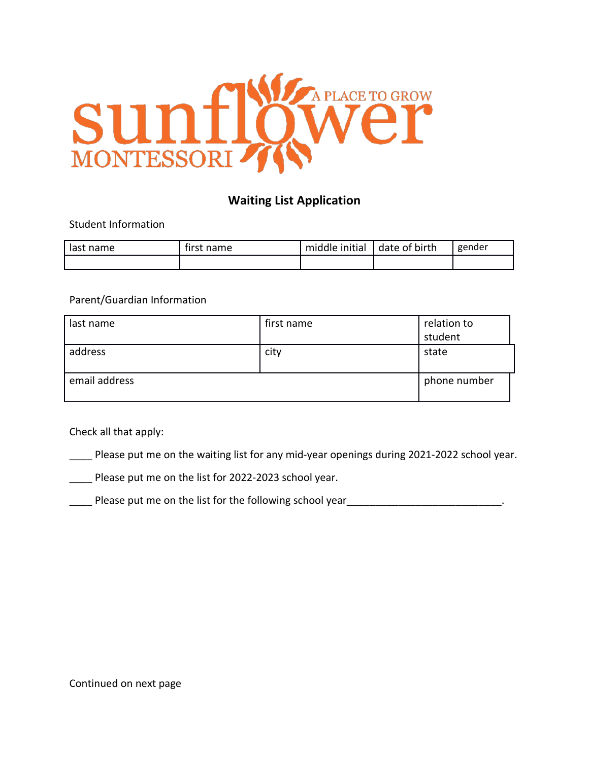sunflower MONTESSORI
A PLACE TO GROW

## Waiting List Application

Student Information

| last name | first name | middle initial | date of birth | gender |
|---|---|---|---|---|
| | | | | |

Parent/Guardian Information

| last name | first name | relation to student |
|---|---|---|
| address | city | state |
| email address | | phone number |

Check all that apply:

____ Please put me on the waiting list for any mid-year openings during 2021-2022 school year.

____ Please put me on the list for 2022-2023 school year.

____ Please put me on the list for the following school year___________________________.

Continued on next page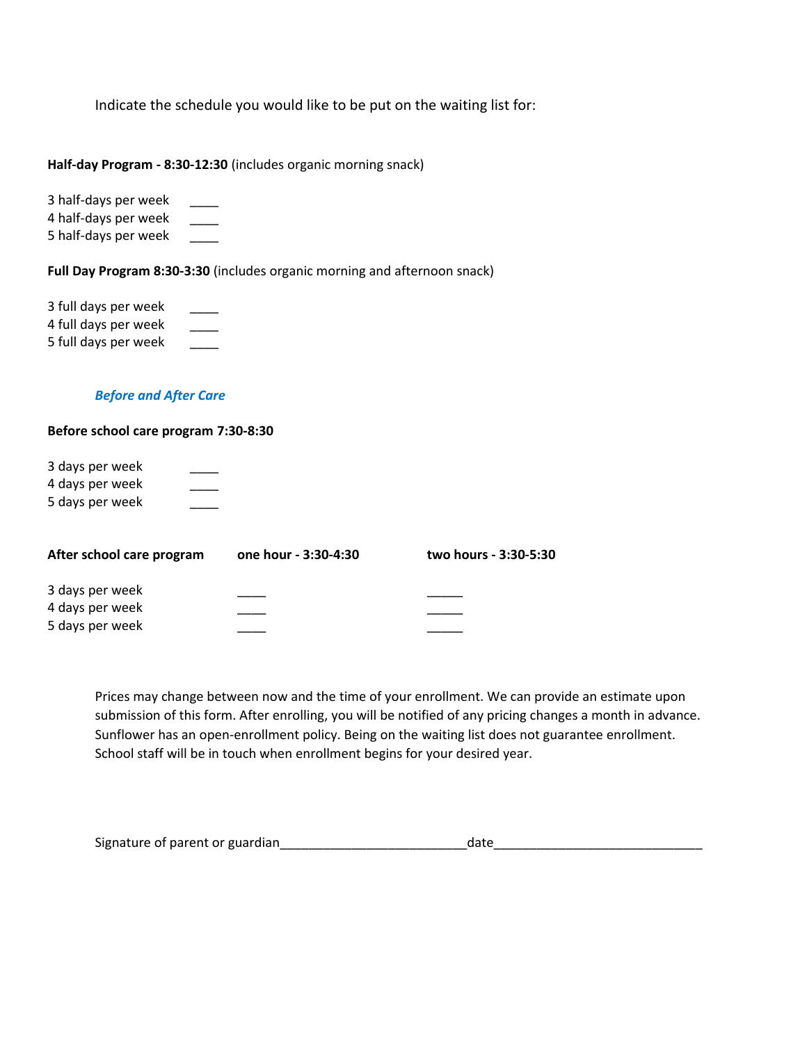Indicate the schedule you would like to be put on the waiting list for:

**Half-day Program - 8:30-12:30** (includes organic morning snack)

3 half-days per week ____
4 half-days per week ____
5 half-days per week ____

**Full Day Program 8:30-3:30** (includes organic morning and afternoon snack)

3 full days per week ____
4 full days per week ____
5 full days per week ____

***Before and After Care***

**Before school care program 7:30-8:30**

3 days per week ____
4 days per week ____
5 days per week ____

| **After school care program** | **one hour - 3:30-4:30** | **two hours - 3:30-5:30** |
|---|---|---|
| 3 days per week | ____ | _____ |
| 4 days per week | ____ | _____ |
| 5 days per week | ____ | _____ |

Prices may change between now and the time of your enrollment. We can provide an estimate upon submission of this form. After enrolling, you will be notified of any pricing changes a month in advance. Sunflower has an open-enrollment policy. Being on the waiting list does not guarantee enrollment. School staff will be in touch when enrollment begins for your desired year.

Signature of parent or guardian_________________________date____________________________